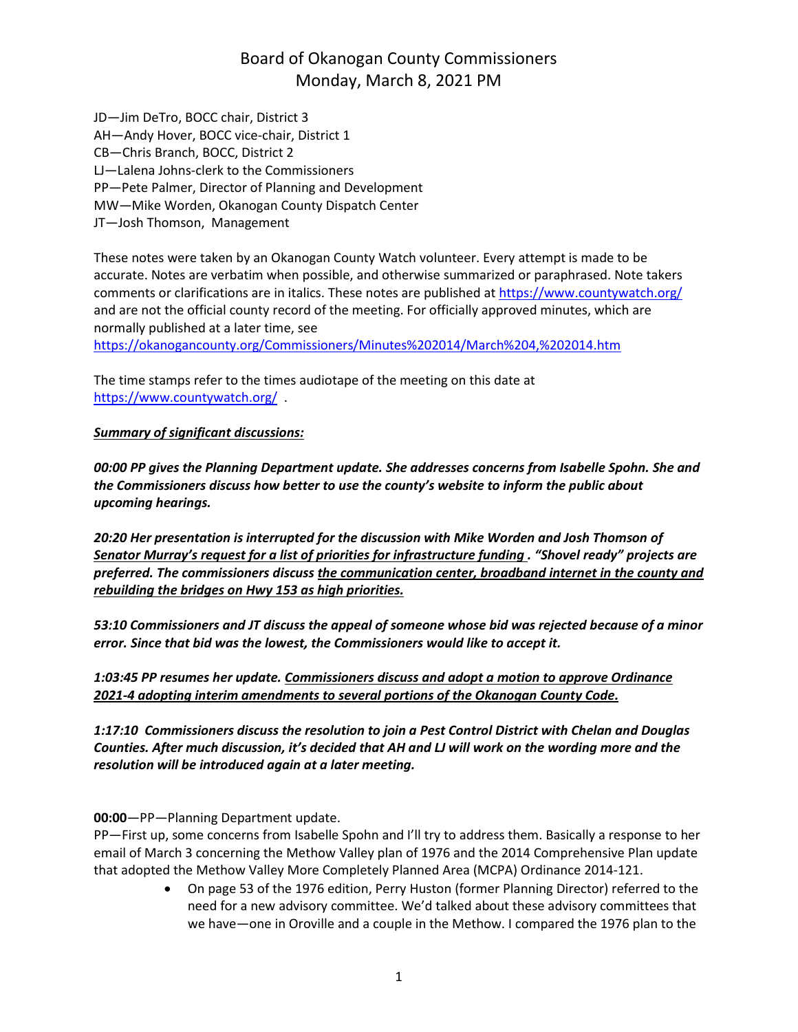# Board of Okanogan County Commissioners
## Monday, March 8, 2021 PM

JD—Jim DeTro, BOCC chair, District 3
AH—Andy Hover, BOCC vice-chair, District 1
CB—Chris Branch, BOCC, District 2
LJ—Lalena Johns-clerk to the Commissioners
PP—Pete Palmer, Director of Planning and Development
MW—Mike Worden, Okanogan County Dispatch Center
JT—Josh Thomson, Management

These notes were taken by an Okanogan County Watch volunteer. Every attempt is made to be accurate. Notes are verbatim when possible, and otherwise summarized or paraphrased. Note takers comments or clarifications are in italics. These notes are published at https://www.countywatch.org/ and are not the official county record of the meeting. For officially approved minutes, which are normally published at a later time, see https://okanogancounty.org/Commissioners/Minutes%202014/March%204,%202014.htm

The time stamps refer to the times audiotape of the meeting on this date at https://www.countywatch.org/ .

***Summary of significant discussions:***

***00:00 PP gives the Planning Department update. She addresses concerns from Isabelle Spohn. She and the Commissioners discuss how better to use the county's website to inform the public about upcoming hearings.***

***20:20 Her presentation is interrupted for the discussion with Mike Worden and Josh Thomson of Senator Murray's request for a list of priorities for infrastructure funding. "Shovel ready" projects are preferred. The commissioners discuss the communication center, broadband internet in the county and rebuilding the bridges on Hwy 153 as high priorities.***

***53:10 Commissioners and JT discuss the appeal of someone whose bid was rejected because of a minor error. Since that bid was the lowest, the Commissioners would like to accept it.***

***1:03:45 PP resumes her update. Commissioners discuss and adopt a motion to approve Ordinance 2021-4 adopting interim amendments to several portions of the Okanogan County Code.***

***1:17:10 Commissioners discuss the resolution to join a Pest Control District with Chelan and Douglas Counties. After much discussion, it's decided that AH and LJ will work on the wording more and the resolution will be introduced again at a later meeting.***

**00:00**—PP—Planning Department update.

PP—First up, some concerns from Isabelle Spohn and I'll try to address them. Basically a response to her email of March 3 concerning the Methow Valley plan of 1976 and the 2014 Comprehensive Plan update that adopted the Methow Valley More Completely Planned Area (MCPA) Ordinance 2014-121.

- On page 53 of the 1976 edition, Perry Huston (former Planning Director) referred to the need for a new advisory committee. We'd talked about these advisory committees that we have—one in Oroville and a couple in the Methow. I compared the 1976 plan to the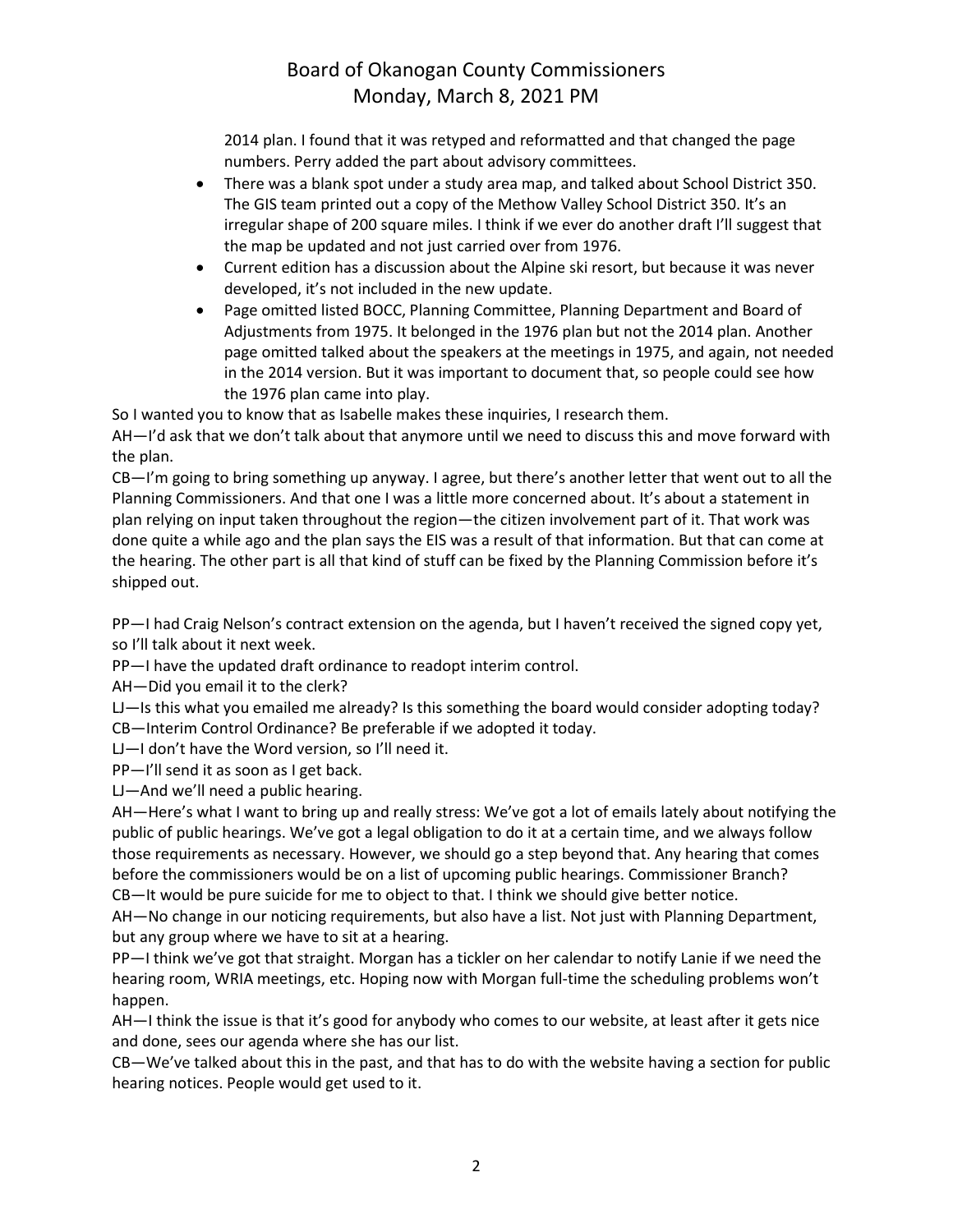2014 plan. I found that it was retyped and reformatted and that changed the page numbers. Perry added the part about advisory committees.

- There was a blank spot under a study area map, and talked about School District 350. The GIS team printed out a copy of the Methow Valley School District 350. It's an irregular shape of 200 square miles. I think if we ever do another draft I'll suggest that the map be updated and not just carried over from 1976.
- Current edition has a discussion about the Alpine ski resort, but because it was never developed, it's not included in the new update.
- Page omitted listed BOCC, Planning Committee, Planning Department and Board of Adjustments from 1975. It belonged in the 1976 plan but not the 2014 plan. Another page omitted talked about the speakers at the meetings in 1975, and again, not needed in the 2014 version. But it was important to document that, so people could see how the 1976 plan came into play.

So I wanted you to know that as Isabelle makes these inquiries, I research them.

AH—I'd ask that we don't talk about that anymore until we need to discuss this and move forward with the plan.

CB—I'm going to bring something up anyway. I agree, but there's another letter that went out to all the Planning Commissioners. And that one I was a little more concerned about. It's about a statement in plan relying on input taken throughout the region—the citizen involvement part of it. That work was done quite a while ago and the plan says the EIS was a result of that information. But that can come at the hearing. The other part is all that kind of stuff can be fixed by the Planning Commission before it's shipped out.

PP—I had Craig Nelson's contract extension on the agenda, but I haven't received the signed copy yet, so I'll talk about it next week.

PP—I have the updated draft ordinance to readopt interim control.

AH—Did you email it to the clerk?

LJ—Is this what you emailed me already? Is this something the board would consider adopting today?

CB—Interim Control Ordinance? Be preferable if we adopted it today.

LJ—I don't have the Word version, so I'll need it.

PP—I'll send it as soon as I get back.

LJ—And we'll need a public hearing.

AH—Here's what I want to bring up and really stress: We've got a lot of emails lately about notifying the public of public hearings. We've got a legal obligation to do it at a certain time, and we always follow those requirements as necessary. However, we should go a step beyond that. Any hearing that comes before the commissioners would be on a list of upcoming public hearings. Commissioner Branch?

CB—It would be pure suicide for me to object to that. I think we should give better notice.

AH—No change in our noticing requirements, but also have a list. Not just with Planning Department, but any group where we have to sit at a hearing.

PP—I think we've got that straight. Morgan has a tickler on her calendar to notify Lanie if we need the hearing room, WRIA meetings, etc. Hoping now with Morgan full-time the scheduling problems won't happen.

AH—I think the issue is that it's good for anybody who comes to our website, at least after it gets nice and done, sees our agenda where she has our list.

CB—We've talked about this in the past, and that has to do with the website having a section for public hearing notices. People would get used to it.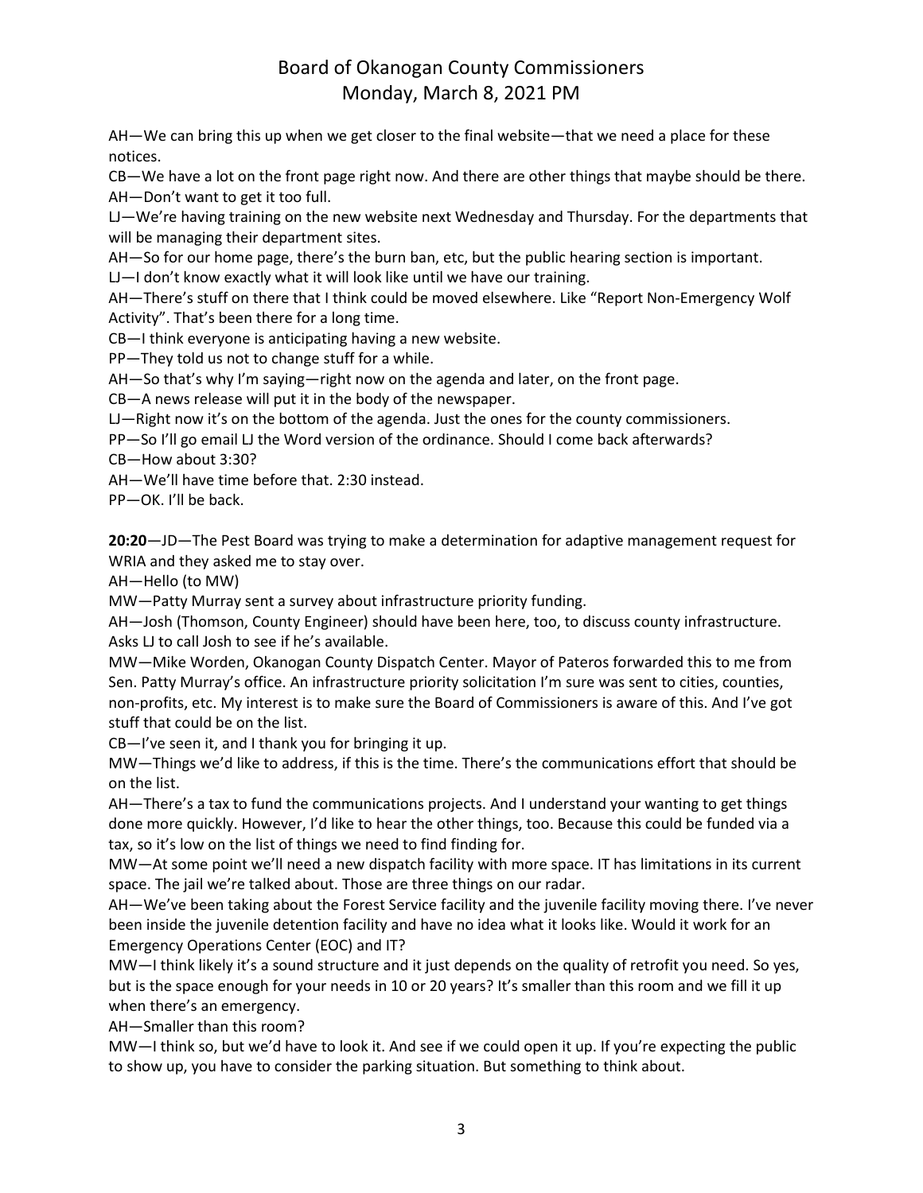AH—We can bring this up when we get closer to the final website—that we need a place for these notices.

CB—We have a lot on the front page right now. And there are other things that maybe should be there.

AH—Don't want to get it too full.

LJ—We're having training on the new website next Wednesday and Thursday. For the departments that will be managing their department sites.

AH—So for our home page, there's the burn ban, etc, but the public hearing section is important.

LJ—I don't know exactly what it will look like until we have our training.

AH—There's stuff on there that I think could be moved elsewhere. Like "Report Non-Emergency Wolf Activity". That's been there for a long time.

CB—I think everyone is anticipating having a new website.

PP—They told us not to change stuff for a while.

AH—So that's why I'm saying—right now on the agenda and later, on the front page.

CB—A news release will put it in the body of the newspaper.

LJ—Right now it's on the bottom of the agenda. Just the ones for the county commissioners.

PP—So I'll go email LJ the Word version of the ordinance. Should I come back afterwards?

CB—How about 3:30?

AH—We'll have time before that. 2:30 instead.

PP—OK. I'll be back.

**20:20**—JD—The Pest Board was trying to make a determination for adaptive management request for WRIA and they asked me to stay over.

AH—Hello (to MW)

MW—Patty Murray sent a survey about infrastructure priority funding.

AH—Josh (Thomson, County Engineer) should have been here, too, to discuss county infrastructure. Asks LJ to call Josh to see if he's available.

MW—Mike Worden, Okanogan County Dispatch Center. Mayor of Pateros forwarded this to me from Sen. Patty Murray's office. An infrastructure priority solicitation I'm sure was sent to cities, counties, non-profits, etc. My interest is to make sure the Board of Commissioners is aware of this. And I've got stuff that could be on the list.

CB—I've seen it, and I thank you for bringing it up.

MW—Things we'd like to address, if this is the time. There's the communications effort that should be on the list.

AH—There's a tax to fund the communications projects. And I understand your wanting to get things done more quickly. However, I'd like to hear the other things, too. Because this could be funded via a tax, so it's low on the list of things we need to find finding for.

MW—At some point we'll need a new dispatch facility with more space. IT has limitations in its current space. The jail we're talked about. Those are three things on our radar.

AH—We've been taking about the Forest Service facility and the juvenile facility moving there. I've never been inside the juvenile detention facility and have no idea what it looks like. Would it work for an Emergency Operations Center (EOC) and IT?

MW—I think likely it's a sound structure and it just depends on the quality of retrofit you need. So yes, but is the space enough for your needs in 10 or 20 years? It's smaller than this room and we fill it up when there's an emergency.

AH—Smaller than this room?

MW—I think so, but we'd have to look it. And see if we could open it up. If you're expecting the public to show up, you have to consider the parking situation. But something to think about.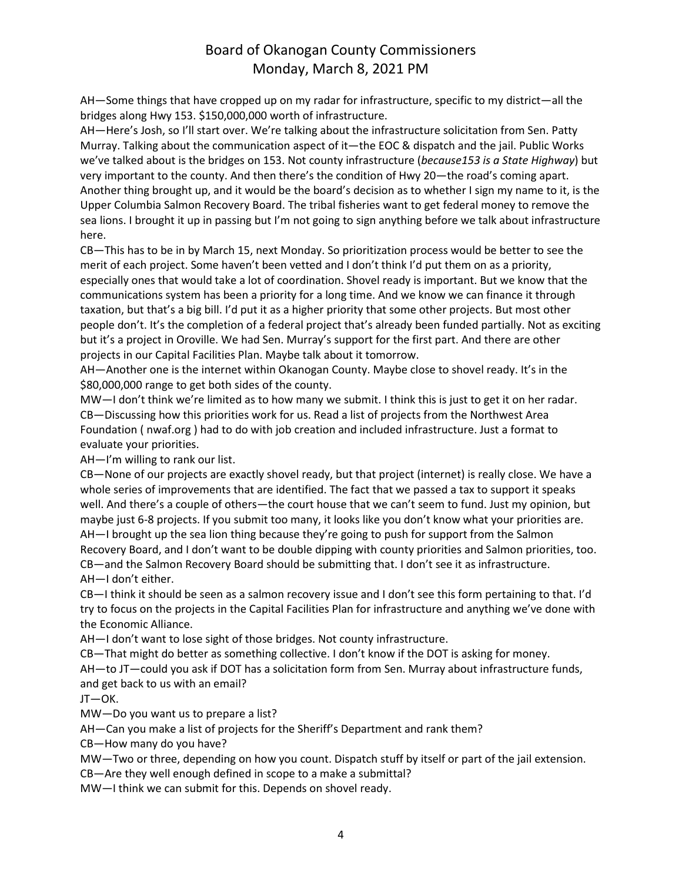AH—Some things that have cropped up on my radar for infrastructure, specific to my district—all the bridges along Hwy 153. $150,000,000 worth of infrastructure.

AH—Here's Josh, so I'll start over. We're talking about the infrastructure solicitation from Sen. Patty Murray. Talking about the communication aspect of it—the EOC & dispatch and the jail. Public Works we've talked about is the bridges on 153. Not county infrastructure (*because153 is a State Highway*) but very important to the county. And then there's the condition of Hwy 20—the road's coming apart. Another thing brought up, and it would be the board's decision as to whether I sign my name to it, is the Upper Columbia Salmon Recovery Board. The tribal fisheries want to get federal money to remove the sea lions. I brought it up in passing but I'm not going to sign anything before we talk about infrastructure here.

CB—This has to be in by March 15, next Monday. So prioritization process would be better to see the merit of each project. Some haven't been vetted and I don't think I'd put them on as a priority, especially ones that would take a lot of coordination. Shovel ready is important. But we know that the communications system has been a priority for a long time. And we know we can finance it through taxation, but that's a big bill. I'd put it as a higher priority that some other projects. But most other people don't. It's the completion of a federal project that's already been funded partially. Not as exciting but it's a project in Oroville. We had Sen. Murray's support for the first part. And there are other projects in our Capital Facilities Plan. Maybe talk about it tomorrow.

AH—Another one is the internet within Okanogan County. Maybe close to shovel ready. It's in the $80,000,000 range to get both sides of the county.

MW—I don't think we're limited as to how many we submit. I think this is just to get it on her radar.

CB—Discussing how this priorities work for us. Read a list of projects from the Northwest Area Foundation ( nwaf.org ) had to do with job creation and included infrastructure. Just a format to evaluate your priorities.

AH—I'm willing to rank our list.

CB—None of our projects are exactly shovel ready, but that project (internet) is really close. We have a whole series of improvements that are identified. The fact that we passed a tax to support it speaks well. And there's a couple of others—the court house that we can't seem to fund. Just my opinion, but maybe just 6-8 projects. If you submit too many, it looks like you don't know what your priorities are.

AH—I brought up the sea lion thing because they're going to push for support from the Salmon Recovery Board, and I don't want to be double dipping with county priorities and Salmon priorities, too.

CB—and the Salmon Recovery Board should be submitting that. I don't see it as infrastructure.

AH—I don't either.

CB—I think it should be seen as a salmon recovery issue and I don't see this form pertaining to that. I'd try to focus on the projects in the Capital Facilities Plan for infrastructure and anything we've done with the Economic Alliance.

AH—I don't want to lose sight of those bridges. Not county infrastructure.

CB—That might do better as something collective. I don't know if the DOT is asking for money.

AH—to JT—could you ask if DOT has a solicitation form from Sen. Murray about infrastructure funds, and get back to us with an email?

JT—OK.

MW—Do you want us to prepare a list?

AH—Can you make a list of projects for the Sheriff's Department and rank them?

CB—How many do you have?

MW—Two or three, depending on how you count. Dispatch stuff by itself or part of the jail extension.

CB—Are they well enough defined in scope to a make a submittal?

MW—I think we can submit for this. Depends on shovel ready.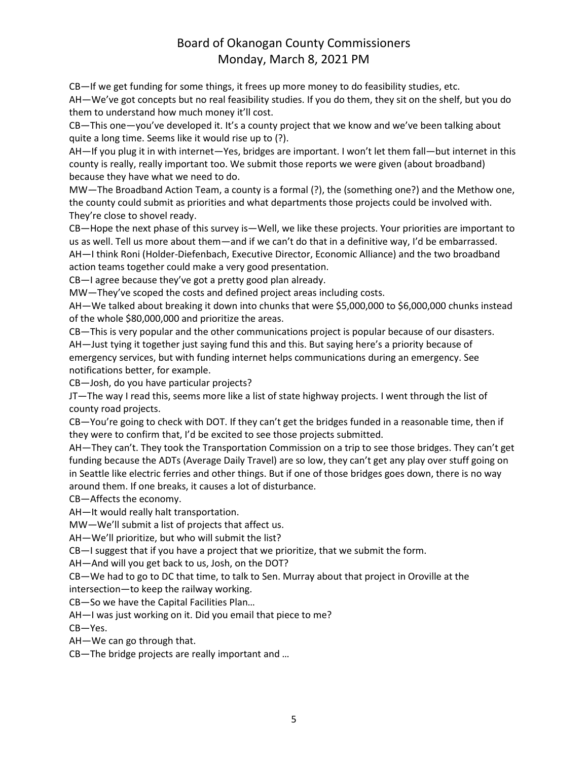CB—If we get funding for some things, it frees up more money to do feasibility studies, etc.

AH—We've got concepts but no real feasibility studies. If you do them, they sit on the shelf, but you do them to understand how much money it'll cost.

CB—This one—you've developed it. It's a county project that we know and we've been talking about quite a long time. Seems like it would rise up to (?).

AH—If you plug it in with internet—Yes, bridges are important. I won't let them fall—but internet in this county is really, really important too. We submit those reports we were given (about broadband) because they have what we need to do.

MW—The Broadband Action Team, a county is a formal (?), the (something one?) and the Methow one, the county could submit as priorities and what departments those projects could be involved with. They're close to shovel ready.

CB—Hope the next phase of this survey is—Well, we like these projects. Your priorities are important to us as well. Tell us more about them—and if we can't do that in a definitive way, I'd be embarrassed.

AH—I think Roni (Holder-Diefenbach, Executive Director, Economic Alliance) and the two broadband action teams together could make a very good presentation.

CB—I agree because they've got a pretty good plan already.

MW—They've scoped the costs and defined project areas including costs.

AH—We talked about breaking it down into chunks that were $5,000,000 to $6,000,000 chunks instead of the whole $80,000,000 and prioritize the areas.

CB—This is very popular and the other communications project is popular because of our disasters.

AH—Just tying it together just saying fund this and this. But saying here's a priority because of emergency services, but with funding internet helps communications during an emergency. See notifications better, for example.

CB—Josh, do you have particular projects?

JT—The way I read this, seems more like a list of state highway projects. I went through the list of county road projects.

CB—You're going to check with DOT. If they can't get the bridges funded in a reasonable time, then if they were to confirm that, I'd be excited to see those projects submitted.

AH—They can't. They took the Transportation Commission on a trip to see those bridges. They can't get funding because the ADTs (Average Daily Travel) are so low, they can't get any play over stuff going on in Seattle like electric ferries and other things. But if one of those bridges goes down, there is no way around them. If one breaks, it causes a lot of disturbance.

CB—Affects the economy.

AH—It would really halt transportation.

MW—We'll submit a list of projects that affect us.

AH—We'll prioritize, but who will submit the list?

CB—I suggest that if you have a project that we prioritize, that we submit the form.

AH—And will you get back to us, Josh, on the DOT?

CB—We had to go to DC that time, to talk to Sen. Murray about that project in Oroville at the intersection—to keep the railway working.

CB—So we have the Capital Facilities Plan…

AH—I was just working on it. Did you email that piece to me?

CB—Yes.

AH—We can go through that.

CB—The bridge projects are really important and …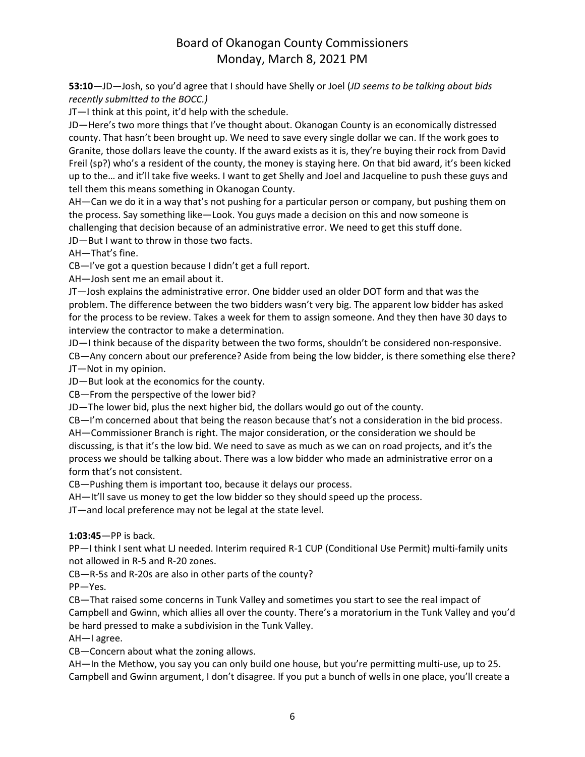**53:10**—JD—Josh, so you'd agree that I should have Shelly or Joel (*JD seems to be talking about bids recently submitted to the BOCC.)*

JT—I think at this point, it'd help with the schedule.

JD—Here's two more things that I've thought about. Okanogan County is an economically distressed county. That hasn't been brought up. We need to save every single dollar we can. If the work goes to Granite, those dollars leave the county. If the award exists as it is, they're buying their rock from David Freil (sp?) who's a resident of the county, the money is staying here. On that bid award, it's been kicked up to the… and it'll take five weeks. I want to get Shelly and Joel and Jacqueline to push these guys and tell them this means something in Okanogan County.

AH—Can we do it in a way that's not pushing for a particular person or company, but pushing them on the process. Say something like—Look. You guys made a decision on this and now someone is challenging that decision because of an administrative error. We need to get this stuff done.

JD—But I want to throw in those two facts.

AH—That's fine.

CB—I've got a question because I didn't get a full report.

AH—Josh sent me an email about it.

JT—Josh explains the administrative error. One bidder used an older DOT form and that was the problem. The difference between the two bidders wasn't very big. The apparent low bidder has asked for the process to be review. Takes a week for them to assign someone. And they then have 30 days to interview the contractor to make a determination.

JD—I think because of the disparity between the two forms, shouldn't be considered non-responsive.

CB—Any concern about our preference? Aside from being the low bidder, is there something else there?

JT—Not in my opinion.

JD—But look at the economics for the county.

CB—From the perspective of the lower bid?

JD—The lower bid, plus the next higher bid, the dollars would go out of the county.

CB—I'm concerned about that being the reason because that's not a consideration in the bid process.

AH—Commissioner Branch is right. The major consideration, or the consideration we should be discussing, is that it's the low bid. We need to save as much as we can on road projects, and it's the process we should be talking about. There was a low bidder who made an administrative error on a form that's not consistent.

CB—Pushing them is important too, because it delays our process.

AH—It'll save us money to get the low bidder so they should speed up the process.

JT—and local preference may not be legal at the state level.

**1:03:45**—PP is back.

PP—I think I sent what LJ needed. Interim required R-1 CUP (Conditional Use Permit) multi-family units not allowed in R-5 and R-20 zones.

CB—R-5s and R-20s are also in other parts of the county?

PP—Yes.

CB—That raised some concerns in Tunk Valley and sometimes you start to see the real impact of Campbell and Gwinn, which allies all over the county. There's a moratorium in the Tunk Valley and you'd be hard pressed to make a subdivision in the Tunk Valley.

AH—I agree.

CB—Concern about what the zoning allows.

AH—In the Methow, you say you can only build one house, but you're permitting multi-use, up to 25. Campbell and Gwinn argument, I don't disagree. If you put a bunch of wells in one place, you'll create a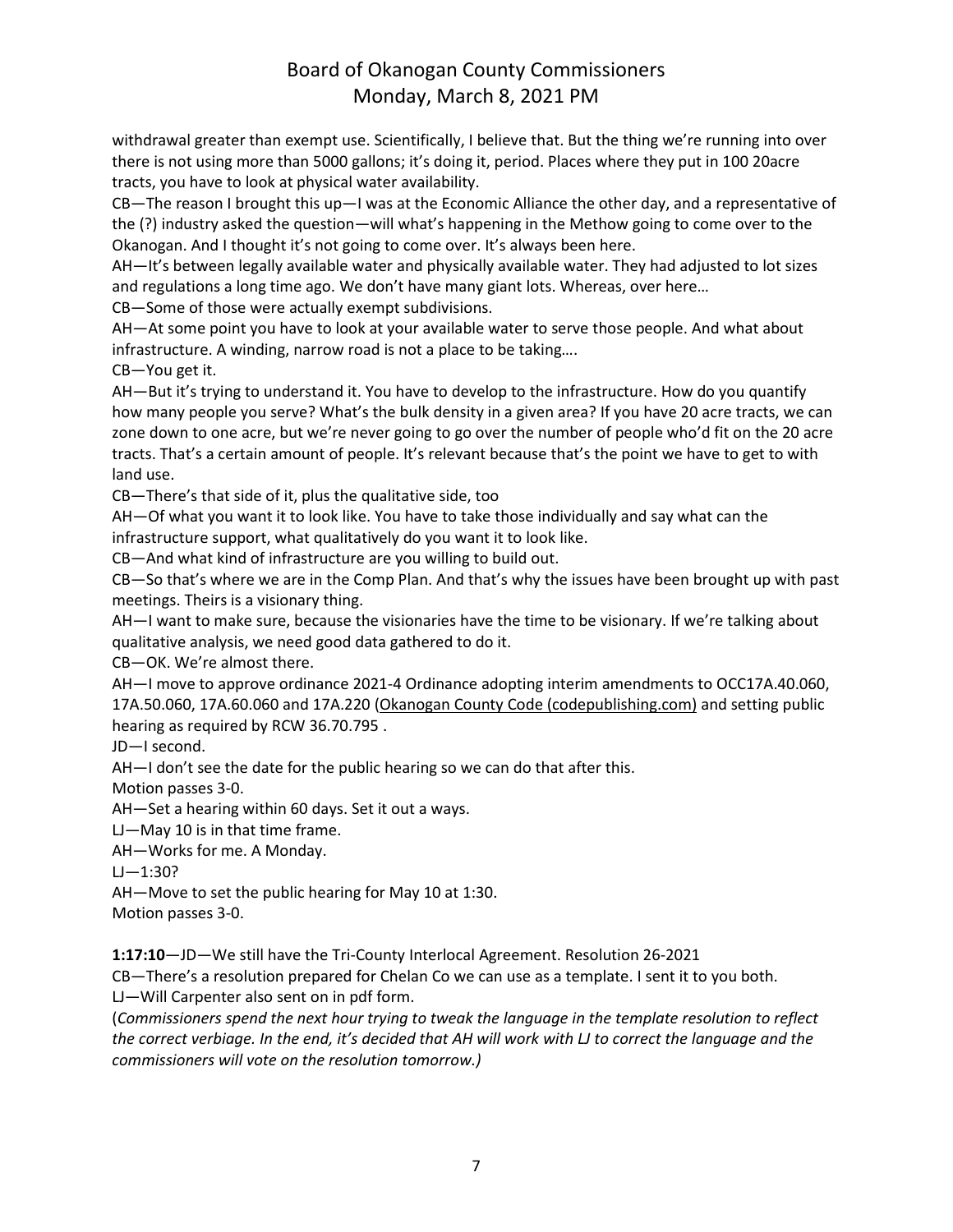withdrawal greater than exempt use. Scientifically, I believe that. But the thing we're running into over there is not using more than 5000 gallons; it's doing it, period. Places where they put in 100 20acre tracts, you have to look at physical water availability.

CB—The reason I brought this up—I was at the Economic Alliance the other day, and a representative of the (?) industry asked the question—will what's happening in the Methow going to come over to the Okanogan. And I thought it's not going to come over. It's always been here.

AH—It's between legally available water and physically available water. They had adjusted to lot sizes and regulations a long time ago. We don't have many giant lots. Whereas, over here…

CB—Some of those were actually exempt subdivisions.

AH—At some point you have to look at your available water to serve those people. And what about infrastructure. A winding, narrow road is not a place to be taking….

CB—You get it.

AH—But it's trying to understand it. You have to develop to the infrastructure. How do you quantify how many people you serve? What's the bulk density in a given area? If you have 20 acre tracts, we can zone down to one acre, but we're never going to go over the number of people who'd fit on the 20 acre tracts. That's a certain amount of people. It's relevant because that's the point we have to get to with land use.

CB—There's that side of it, plus the qualitative side, too

AH—Of what you want it to look like. You have to take those individually and say what can the infrastructure support, what qualitatively do you want it to look like.

CB—And what kind of infrastructure are you willing to build out.

CB—So that's where we are in the Comp Plan. And that's why the issues have been brought up with past meetings. Theirs is a visionary thing.

AH—I want to make sure, because the visionaries have the time to be visionary. If we're talking about qualitative analysis, we need good data gathered to do it.

CB—OK. We're almost there.

AH—I move to approve ordinance 2021-4 Ordinance adopting interim amendments to OCC17A.40.060, 17A.50.060, 17A.60.060 and 17A.220 (Okanogan County Code (codepublishing.com) and setting public hearing as required by RCW 36.70.795 .

JD—I second.

AH—I don't see the date for the public hearing so we can do that after this.

Motion passes 3-0.

AH—Set a hearing within 60 days. Set it out a ways.

LJ—May 10 is in that time frame.

AH—Works for me. A Monday.

LJ—1:30?

AH—Move to set the public hearing for May 10 at 1:30.

Motion passes 3-0.

**1:17:10**—JD—We still have the Tri-County Interlocal Agreement. Resolution 26-2021

CB—There's a resolution prepared for Chelan Co we can use as a template. I sent it to you both.

LJ—Will Carpenter also sent on in pdf form.

(*Commissioners spend the next hour trying to tweak the language in the template resolution to reflect the correct verbiage. In the end, it's decided that AH will work with LJ to correct the language and the commissioners will vote on the resolution tomorrow.)*